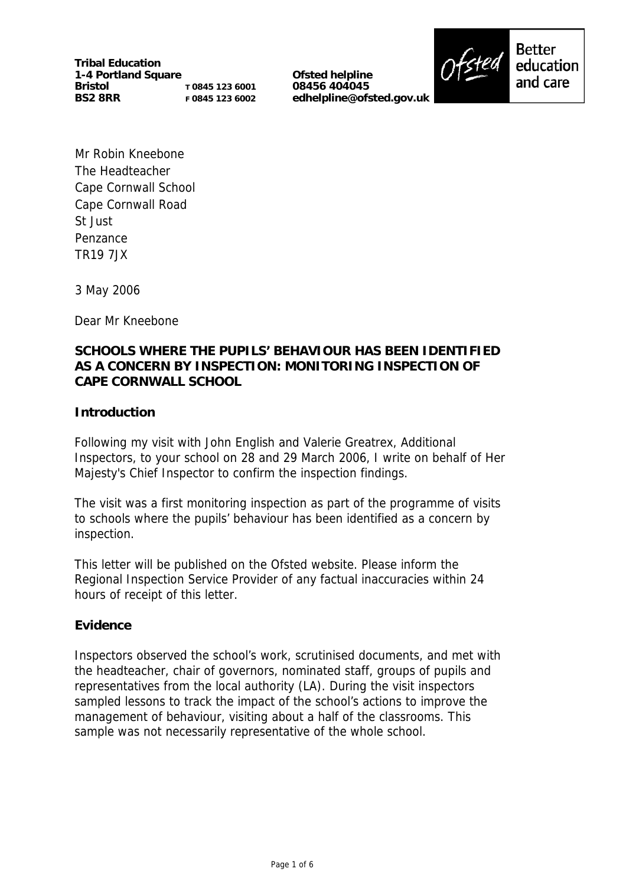**Tribal Education**
**1-4 Portland Square**
**Bristol** T 0845 123 6001
**BS2 8RR** F 0845 123 6002

**Ofsted helpline**
**08456 404045**
**edhelpline@ofsted.gov.uk**

Ofsted Better education and care

Mr Robin Kneebone
The Headteacher
Cape Cornwall School
Cape Cornwall Road
St Just
Penzance
TR19 7JX

3 May 2006

Dear Mr Kneebone

**SCHOOLS WHERE THE PUPILS' BEHAVIOUR HAS BEEN IDENTIFIED AS A CONCERN BY INSPECTION: MONITORING INSPECTION OF CAPE CORNWALL SCHOOL**

**Introduction**

Following my visit with John English and Valerie Greatrex, Additional Inspectors, to your school on 28 and 29 March 2006, I write on behalf of Her Majesty's Chief Inspector to confirm the inspection findings.

The visit was a first monitoring inspection as part of the programme of visits to schools where the pupils' behaviour has been identified as a concern by inspection.

This letter will be published on the Ofsted website. Please inform the Regional Inspection Service Provider of any factual inaccuracies within 24 hours of receipt of this letter.

**Evidence**

Inspectors observed the school's work, scrutinised documents, and met with the headteacher, chair of governors, nominated staff, groups of pupils and representatives from the local authority (LA). During the visit inspectors sampled lessons to track the impact of the school's actions to improve the management of behaviour, visiting about a half of the classrooms. This sample was not necessarily representative of the whole school.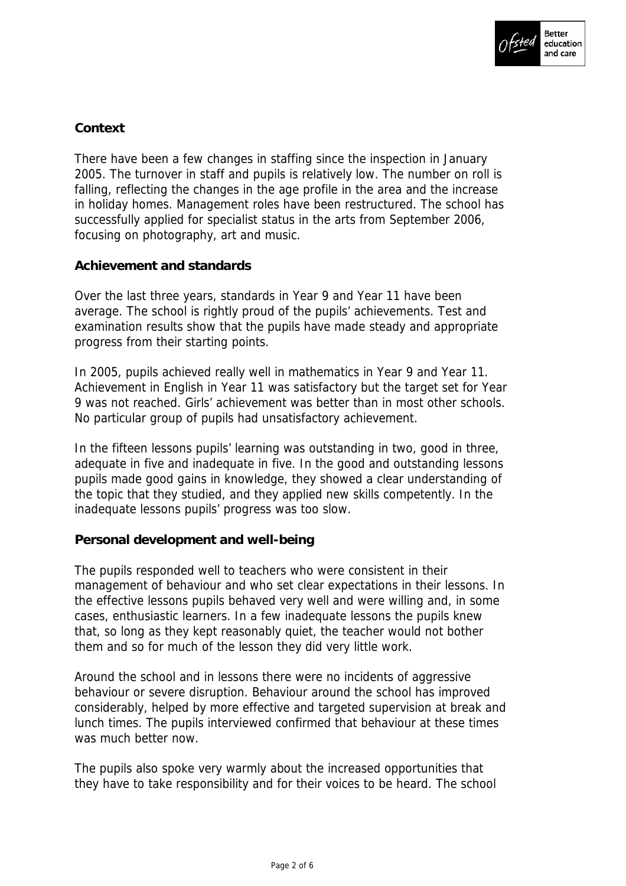**Context**

There have been a few changes in staffing since the inspection in January 2005. The turnover in staff and pupils is relatively low. The number on roll is falling, reflecting the changes in the age profile in the area and the increase in holiday homes. Management roles have been restructured. The school has successfully applied for specialist status in the arts from September 2006, focusing on photography, art and music.

**Achievement and standards**

Over the last three years, standards in Year 9 and Year 11 have been average. The school is rightly proud of the pupils' achievements. Test and examination results show that the pupils have made steady and appropriate progress from their starting points.

In 2005, pupils achieved really well in mathematics in Year 9 and Year 11. Achievement in English in Year 11 was satisfactory but the target set for Year 9 was not reached. Girls' achievement was better than in most other schools. No particular group of pupils had unsatisfactory achievement.

In the fifteen lessons pupils' learning was outstanding in two, good in three, adequate in five and inadequate in five. In the good and outstanding lessons pupils made good gains in knowledge, they showed a clear understanding of the topic that they studied, and they applied new skills competently. In the inadequate lessons pupils' progress was too slow.

**Personal development and well-being**

The pupils responded well to teachers who were consistent in their management of behaviour and who set clear expectations in their lessons. In the effective lessons pupils behaved very well and were willing and, in some cases, enthusiastic learners. In a few inadequate lessons the pupils knew that, so long as they kept reasonably quiet, the teacher would not bother them and so for much of the lesson they did very little work.

Around the school and in lessons there were no incidents of aggressive behaviour or severe disruption. Behaviour around the school has improved considerably, helped by more effective and targeted supervision at break and lunch times. The pupils interviewed confirmed that behaviour at these times was much better now.

The pupils also spoke very warmly about the increased opportunities that they have to take responsibility and for their voices to be heard. The school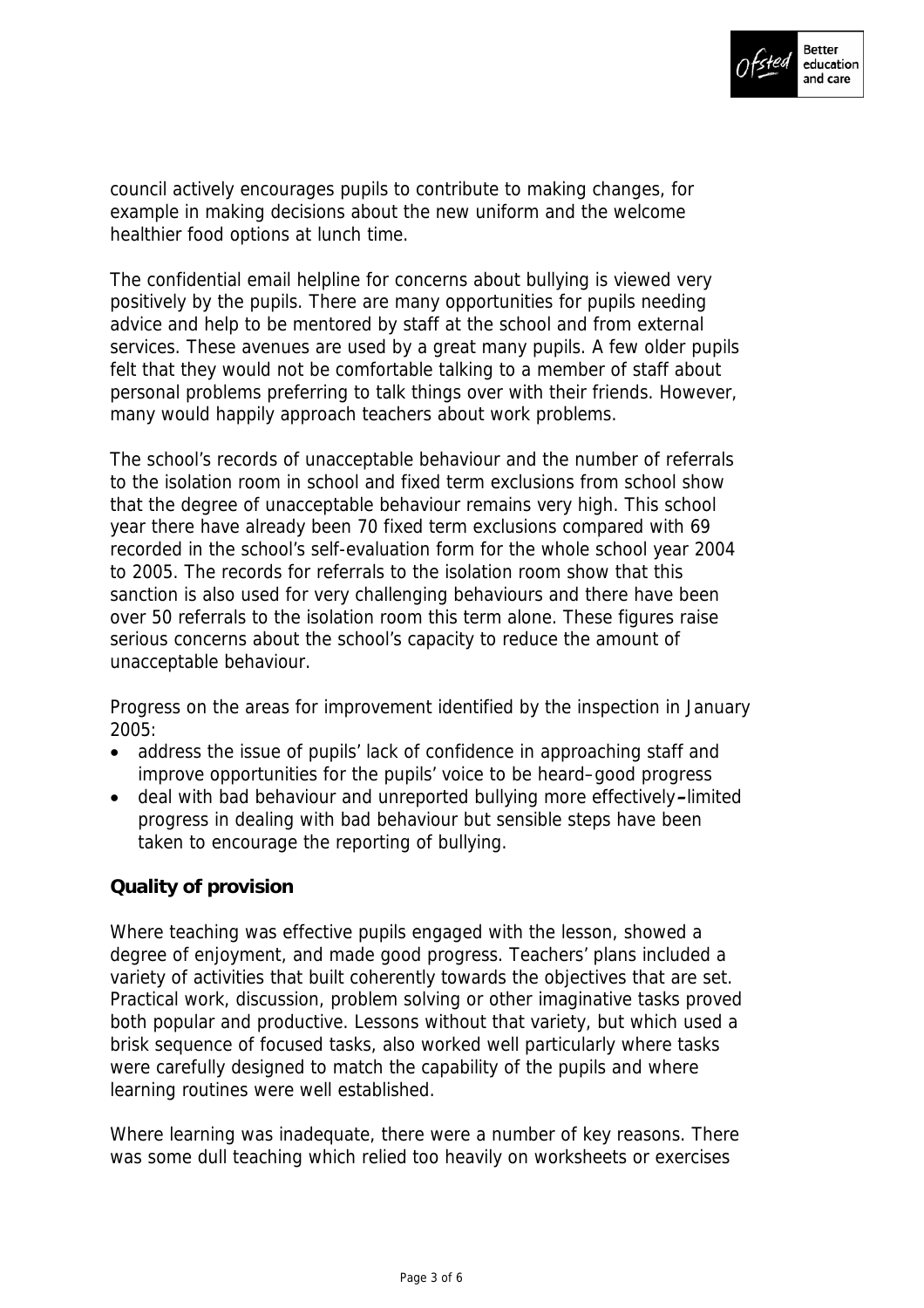council actively encourages pupils to contribute to making changes, for example in making decisions about the new uniform and the welcome healthier food options at lunch time.

The confidential email helpline for concerns about bullying is viewed very positively by the pupils. There are many opportunities for pupils needing advice and help to be mentored by staff at the school and from external services. These avenues are used by a great many pupils. A few older pupils felt that they would not be comfortable talking to a member of staff about personal problems preferring to talk things over with their friends. However, many would happily approach teachers about work problems.

The school's records of unacceptable behaviour and the number of referrals to the isolation room in school and fixed term exclusions from school show that the degree of unacceptable behaviour remains very high. This school year there have already been 70 fixed term exclusions compared with 69 recorded in the school's self-evaluation form for the whole school year 2004 to 2005. The records for referrals to the isolation room show that this sanction is also used for very challenging behaviours and there have been over 50 referrals to the isolation room this term alone. These figures raise serious concerns about the school's capacity to reduce the amount of unacceptable behaviour.

Progress on the areas for improvement identified by the inspection in January 2005:

- address the issue of pupils' lack of confidence in approaching staff and improve opportunities for the pupils' voice to be heard–good progress
- deal with bad behaviour and unreported bullying more effectively–limited progress in dealing with bad behaviour but sensible steps have been taken to encourage the reporting of bullying.

### Quality of provision

Where teaching was effective pupils engaged with the lesson, showed a degree of enjoyment, and made good progress. Teachers' plans included a variety of activities that built coherently towards the objectives that are set. Practical work, discussion, problem solving or other imaginative tasks proved both popular and productive. Lessons without that variety, but which used a brisk sequence of focused tasks, also worked well particularly where tasks were carefully designed to match the capability of the pupils and where learning routines were well established.

Where learning was inadequate, there were a number of key reasons. There was some dull teaching which relied too heavily on worksheets or exercises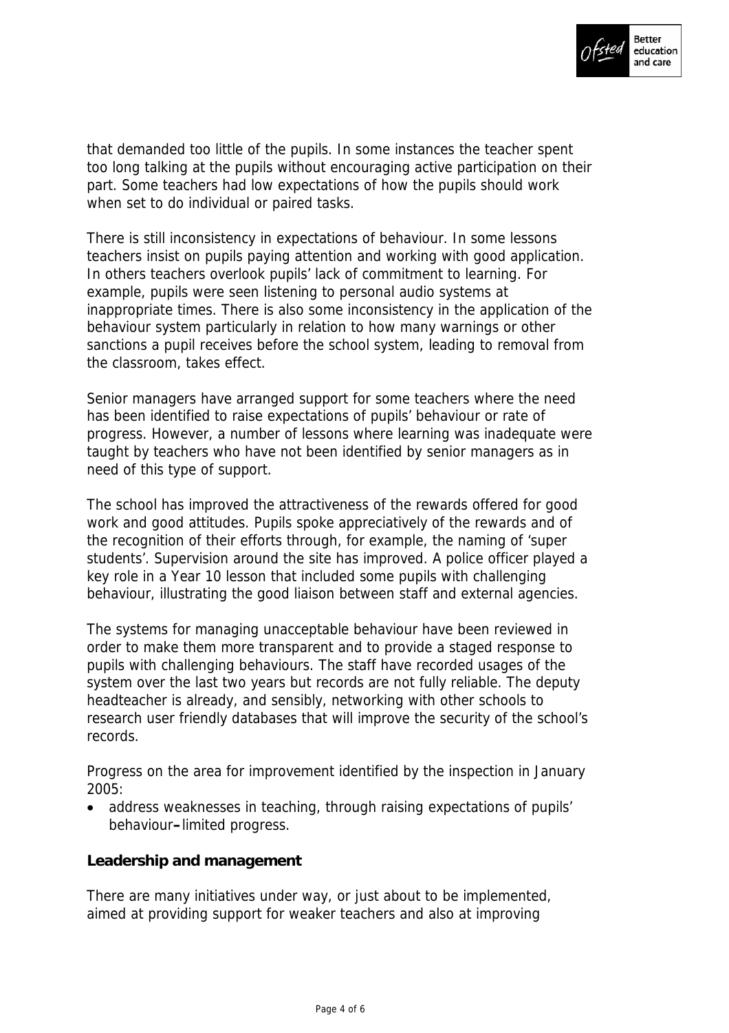that demanded too little of the pupils. In some instances the teacher spent too long talking at the pupils without encouraging active participation on their part. Some teachers had low expectations of how the pupils should work when set to do individual or paired tasks.

There is still inconsistency in expectations of behaviour. In some lessons teachers insist on pupils paying attention and working with good application. In others teachers overlook pupils' lack of commitment to learning. For example, pupils were seen listening to personal audio systems at inappropriate times. There is also some inconsistency in the application of the behaviour system particularly in relation to how many warnings or other sanctions a pupil receives before the school system, leading to removal from the classroom, takes effect.

Senior managers have arranged support for some teachers where the need has been identified to raise expectations of pupils' behaviour or rate of progress. However, a number of lessons where learning was inadequate were taught by teachers who have not been identified by senior managers as in need of this type of support.

The school has improved the attractiveness of the rewards offered for good work and good attitudes. Pupils spoke appreciatively of the rewards and of the recognition of their efforts through, for example, the naming of 'super students'. Supervision around the site has improved. A police officer played a key role in a Year 10 lesson that included some pupils with challenging behaviour, illustrating the good liaison between staff and external agencies.

The systems for managing unacceptable behaviour have been reviewed in order to make them more transparent and to provide a staged response to pupils with challenging behaviours. The staff have recorded usages of the system over the last two years but records are not fully reliable. The deputy headteacher is already, and sensibly, networking with other schools to research user friendly databases that will improve the security of the school's records.

Progress on the area for improvement identified by the inspection in January 2005:

- address weaknesses in teaching, through raising expectations of pupils' behaviour – limited progress.

**Leadership and management**

There are many initiatives under way, or just about to be implemented, aimed at providing support for weaker teachers and also at improving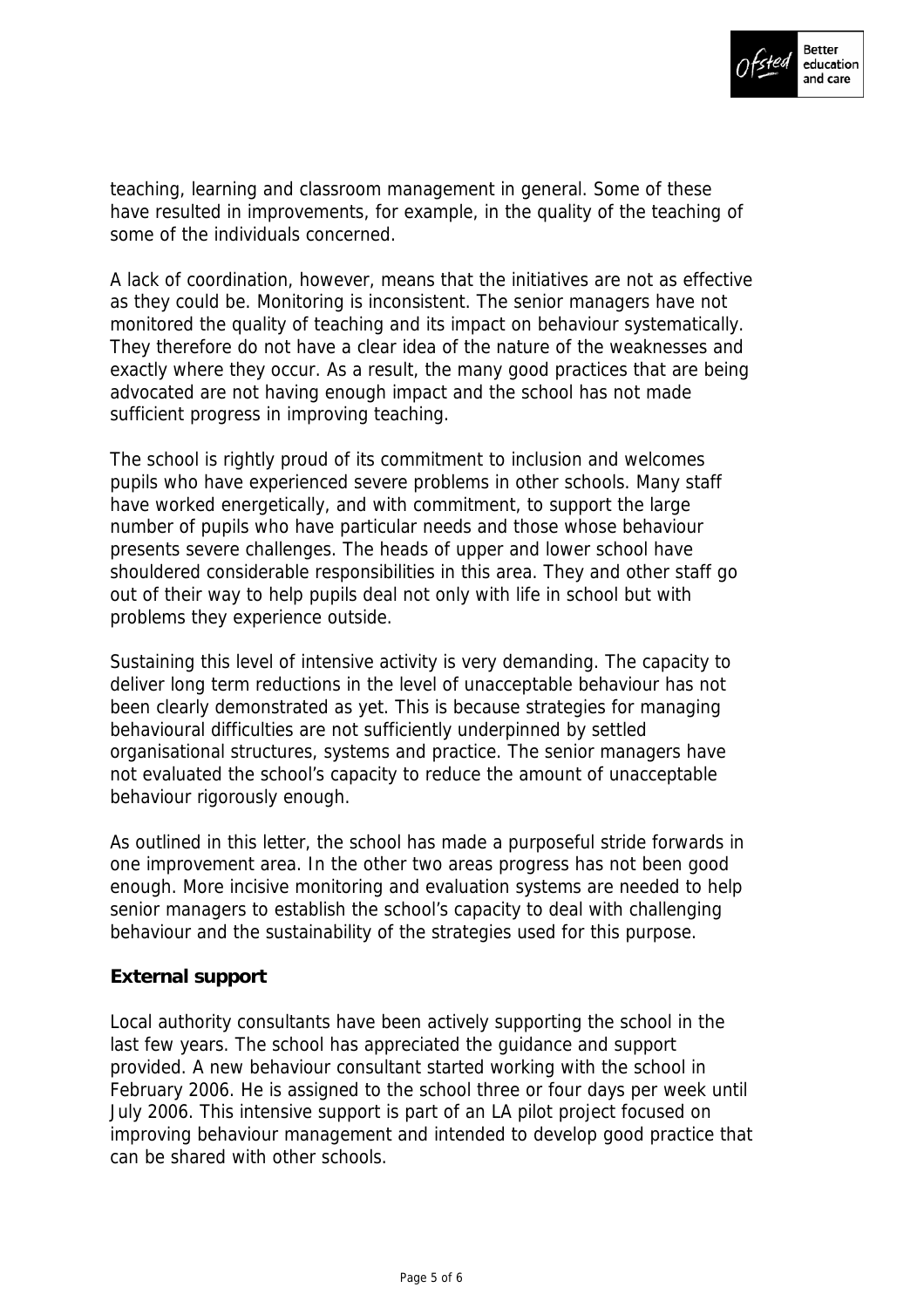teaching, learning and classroom management in general. Some of these have resulted in improvements, for example, in the quality of the teaching of some of the individuals concerned.

A lack of coordination, however, means that the initiatives are not as effective as they could be. Monitoring is inconsistent. The senior managers have not monitored the quality of teaching and its impact on behaviour systematically. They therefore do not have a clear idea of the nature of the weaknesses and exactly where they occur. As a result, the many good practices that are being advocated are not having enough impact and the school has not made sufficient progress in improving teaching.

The school is rightly proud of its commitment to inclusion and welcomes pupils who have experienced severe problems in other schools. Many staff have worked energetically, and with commitment, to support the large number of pupils who have particular needs and those whose behaviour presents severe challenges. The heads of upper and lower school have shouldered considerable responsibilities in this area. They and other staff go out of their way to help pupils deal not only with life in school but with problems they experience outside.

Sustaining this level of intensive activity is very demanding. The capacity to deliver long term reductions in the level of unacceptable behaviour has not been clearly demonstrated as yet. This is because strategies for managing behavioural difficulties are not sufficiently underpinned by settled organisational structures, systems and practice. The senior managers have not evaluated the school's capacity to reduce the amount of unacceptable behaviour rigorously enough.

As outlined in this letter, the school has made a purposeful stride forwards in one improvement area. In the other two areas progress has not been good enough. More incisive monitoring and evaluation systems are needed to help senior managers to establish the school's capacity to deal with challenging behaviour and the sustainability of the strategies used for this purpose.

**External support**

Local authority consultants have been actively supporting the school in the last few years. The school has appreciated the guidance and support provided. A new behaviour consultant started working with the school in February 2006. He is assigned to the school three or four days per week until July 2006. This intensive support is part of an LA pilot project focused on improving behaviour management and intended to develop good practice that can be shared with other schools.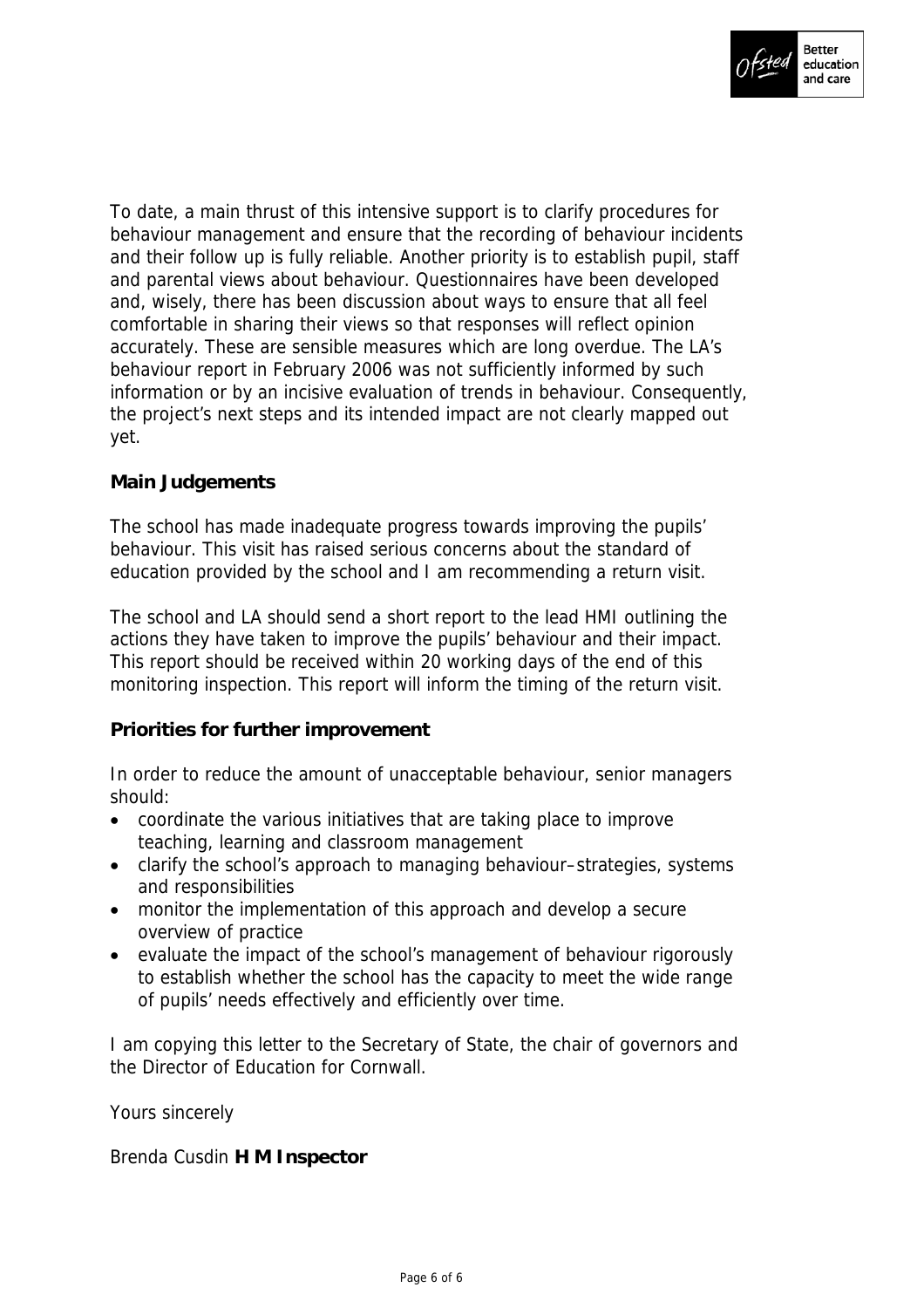To date, a main thrust of this intensive support is to clarify procedures for behaviour management and ensure that the recording of behaviour incidents and their follow up is fully reliable. Another priority is to establish pupil, staff and parental views about behaviour. Questionnaires have been developed and, wisely, there has been discussion about ways to ensure that all feel comfortable in sharing their views so that responses will reflect opinion accurately. These are sensible measures which are long overdue. The LA's behaviour report in February 2006 was not sufficiently informed by such information or by an incisive evaluation of trends in behaviour. Consequently, the project's next steps and its intended impact are not clearly mapped out yet.

**Main Judgements**

The school has made inadequate progress towards improving the pupils' behaviour. This visit has raised serious concerns about the standard of education provided by the school and I am recommending a return visit.

The school and LA should send a short report to the lead HMI outlining the actions they have taken to improve the pupils' behaviour and their impact. This report should be received within 20 working days of the end of this monitoring inspection. This report will inform the timing of the return visit.

**Priorities for further improvement**

In order to reduce the amount of unacceptable behaviour, senior managers should:

- coordinate the various initiatives that are taking place to improve teaching, learning and classroom management
- clarify the school's approach to managing behaviour–strategies, systems and responsibilities
- monitor the implementation of this approach and develop a secure overview of practice
- evaluate the impact of the school's management of behaviour rigorously to establish whether the school has the capacity to meet the wide range of pupils' needs effectively and efficiently over time.

I am copying this letter to the Secretary of State, the chair of governors and the Director of Education for Cornwall.

Yours sincerely

Brenda Cusdin **H M Inspector**